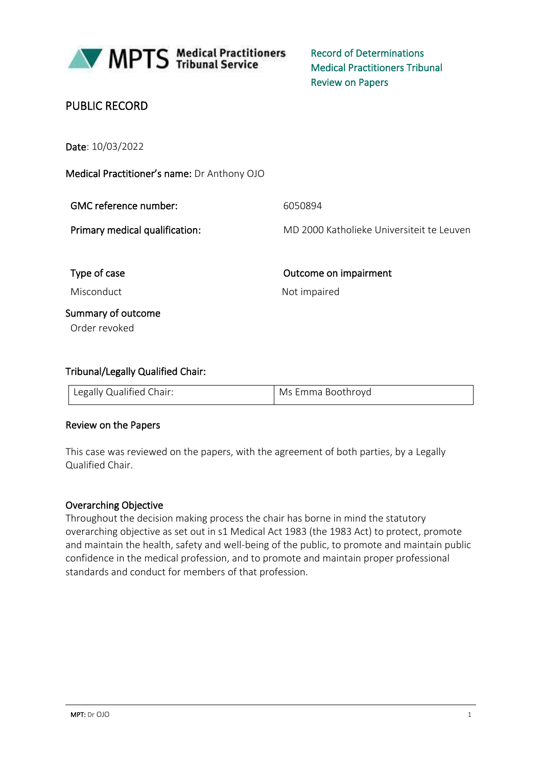MPTS Medical Practitioners Tribunal Service

Record of Determinations
Medical Practitioners Tribunal
Review on Papers

PUBLIC RECORD

**Date**: 10/03/2022

**Medical Practitioner's name:** Dr Anthony OJO

| | |
|---|---|
| **GMC reference number:** | 6050894 |
| **Primary medical qualification:** | MD 2000 Katholieke Universiteit te Leuven |

| **Type of case** | **Outcome on impairment** |
|---|---|
| Misconduct | Not impaired |

**Summary of outcome**

Order revoked

**Tribunal/Legally Qualified Chair:**

| | |
|---|---|
| Legally Qualified Chair: | Ms Emma Boothroyd |

**Review on the Papers**

This case was reviewed on the papers, with the agreement of both parties, by a Legally Qualified Chair.

**Overarching Objective**

Throughout the decision making process the chair has borne in mind the statutory overarching objective as set out in s1 Medical Act 1983 (the 1983 Act) to protect, promote and maintain the health, safety and well-being of the public, to promote and maintain public confidence in the medical profession, and to promote and maintain proper professional standards and conduct for members of that profession.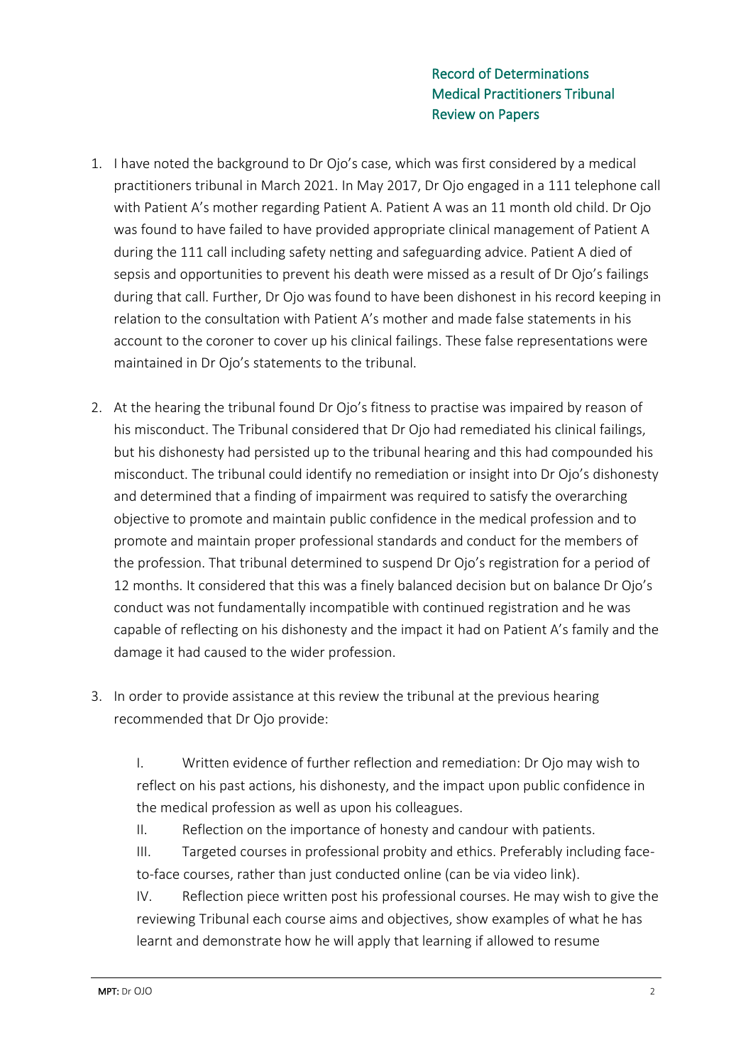Record of Determinations
Medical Practitioners Tribunal
Review on Papers

1. I have noted the background to Dr Ojo's case, which was first considered by a medical practitioners tribunal in March 2021. In May 2017, Dr Ojo engaged in a 111 telephone call with Patient A's mother regarding Patient A. Patient A was an 11 month old child. Dr Ojo was found to have failed to have provided appropriate clinical management of Patient A during the 111 call including safety netting and safeguarding advice. Patient A died of sepsis and opportunities to prevent his death were missed as a result of Dr Ojo's failings during that call. Further, Dr Ojo was found to have been dishonest in his record keeping in relation to the consultation with Patient A's mother and made false statements in his account to the coroner to cover up his clinical failings. These false representations were maintained in Dr Ojo's statements to the tribunal.

2. At the hearing the tribunal found Dr Ojo's fitness to practise was impaired by reason of his misconduct. The Tribunal considered that Dr Ojo had remediated his clinical failings, but his dishonesty had persisted up to the tribunal hearing and this had compounded his misconduct. The tribunal could identify no remediation or insight into Dr Ojo's dishonesty and determined that a finding of impairment was required to satisfy the overarching objective to promote and maintain public confidence in the medical profession and to promote and maintain proper professional standards and conduct for the members of the profession. That tribunal determined to suspend Dr Ojo's registration for a period of 12 months. It considered that this was a finely balanced decision but on balance Dr Ojo's conduct was not fundamentally incompatible with continued registration and he was capable of reflecting on his dishonesty and the impact it had on Patient A's family and the damage it had caused to the wider profession.

3. In order to provide assistance at this review the tribunal at the previous hearing recommended that Dr Ojo provide:

   I. Written evidence of further reflection and remediation: Dr Ojo may wish to reflect on his past actions, his dishonesty, and the impact upon public confidence in the medical profession as well as upon his colleagues.

   II. Reflection on the importance of honesty and candour with patients.

   III. Targeted courses in professional probity and ethics. Preferably including face-to-face courses, rather than just conducted online (can be via video link).

   IV. Reflection piece written post his professional courses. He may wish to give the reviewing Tribunal each course aims and objectives, show examples of what he has learnt and demonstrate how he will apply that learning if allowed to resume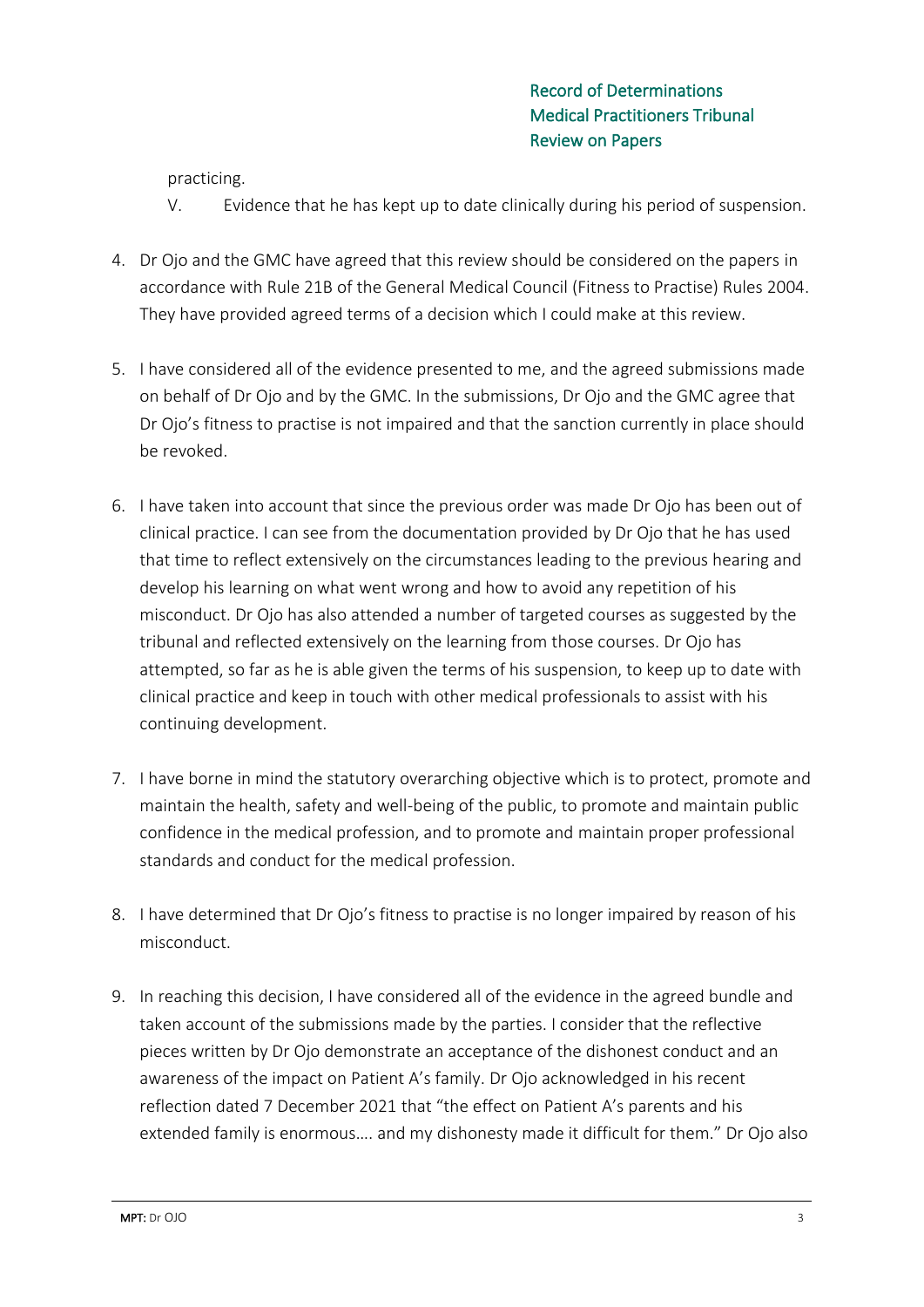practicing.

V. Evidence that he has kept up to date clinically during his period of suspension.

4. Dr Ojo and the GMC have agreed that this review should be considered on the papers in accordance with Rule 21B of the General Medical Council (Fitness to Practise) Rules 2004. They have provided agreed terms of a decision which I could make at this review.

5. I have considered all of the evidence presented to me, and the agreed submissions made on behalf of Dr Ojo and by the GMC. In the submissions, Dr Ojo and the GMC agree that Dr Ojo's fitness to practise is not impaired and that the sanction currently in place should be revoked.

6. I have taken into account that since the previous order was made Dr Ojo has been out of clinical practice. I can see from the documentation provided by Dr Ojo that he has used that time to reflect extensively on the circumstances leading to the previous hearing and develop his learning on what went wrong and how to avoid any repetition of his misconduct. Dr Ojo has also attended a number of targeted courses as suggested by the tribunal and reflected extensively on the learning from those courses. Dr Ojo has attempted, so far as he is able given the terms of his suspension, to keep up to date with clinical practice and keep in touch with other medical professionals to assist with his continuing development.

7. I have borne in mind the statutory overarching objective which is to protect, promote and maintain the health, safety and well-being of the public, to promote and maintain public confidence in the medical profession, and to promote and maintain proper professional standards and conduct for the medical profession.

8. I have determined that Dr Ojo's fitness to practise is no longer impaired by reason of his misconduct.

9. In reaching this decision, I have considered all of the evidence in the agreed bundle and taken account of the submissions made by the parties. I consider that the reflective pieces written by Dr Ojo demonstrate an acceptance of the dishonest conduct and an awareness of the impact on Patient A's family. Dr Ojo acknowledged in his recent reflection dated 7 December 2021 that "the effect on Patient A's parents and his extended family is enormous…. and my dishonesty made it difficult for them." Dr Ojo also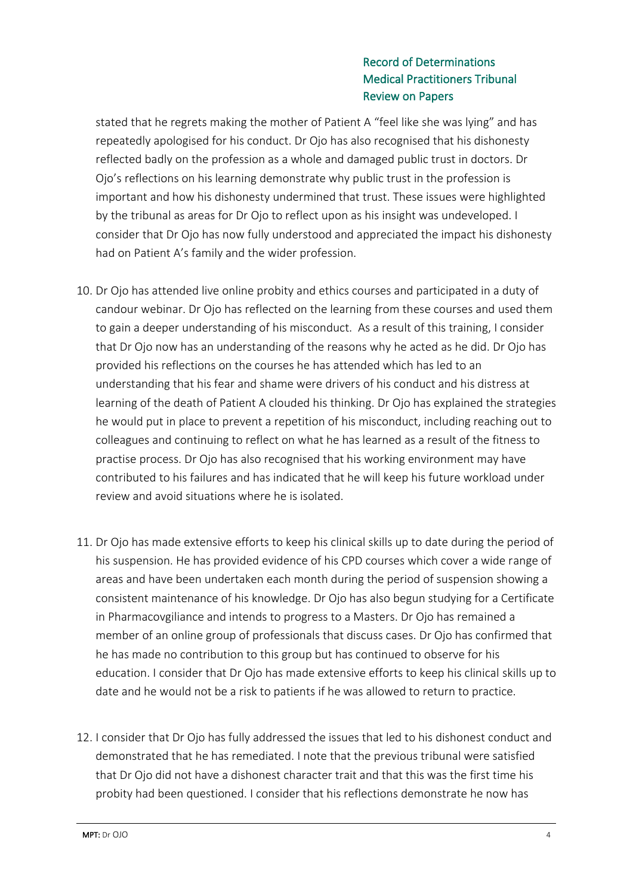stated that he regrets making the mother of Patient A "feel like she was lying" and has repeatedly apologised for his conduct. Dr Ojo has also recognised that his dishonesty reflected badly on the profession as a whole and damaged public trust in doctors. Dr Ojo's reflections on his learning demonstrate why public trust in the profession is important and how his dishonesty undermined that trust. These issues were highlighted by the tribunal as areas for Dr Ojo to reflect upon as his insight was undeveloped. I consider that Dr Ojo has now fully understood and appreciated the impact his dishonesty had on Patient A's family and the wider profession.

10. Dr Ojo has attended live online probity and ethics courses and participated in a duty of candour webinar. Dr Ojo has reflected on the learning from these courses and used them to gain a deeper understanding of his misconduct. As a result of this training, I consider that Dr Ojo now has an understanding of the reasons why he acted as he did. Dr Ojo has provided his reflections on the courses he has attended which has led to an understanding that his fear and shame were drivers of his conduct and his distress at learning of the death of Patient A clouded his thinking. Dr Ojo has explained the strategies he would put in place to prevent a repetition of his misconduct, including reaching out to colleagues and continuing to reflect on what he has learned as a result of the fitness to practise process. Dr Ojo has also recognised that his working environment may have contributed to his failures and has indicated that he will keep his future workload under review and avoid situations where he is isolated.

11. Dr Ojo has made extensive efforts to keep his clinical skills up to date during the period of his suspension. He has provided evidence of his CPD courses which cover a wide range of areas and have been undertaken each month during the period of suspension showing a consistent maintenance of his knowledge. Dr Ojo has also begun studying for a Certificate in Pharmacovgiliance and intends to progress to a Masters. Dr Ojo has remained a member of an online group of professionals that discuss cases. Dr Ojo has confirmed that he has made no contribution to this group but has continued to observe for his education. I consider that Dr Ojo has made extensive efforts to keep his clinical skills up to date and he would not be a risk to patients if he was allowed to return to practice.

12. I consider that Dr Ojo has fully addressed the issues that led to his dishonest conduct and demonstrated that he has remediated. I note that the previous tribunal were satisfied that Dr Ojo did not have a dishonest character trait and that this was the first time his probity had been questioned. I consider that his reflections demonstrate he now has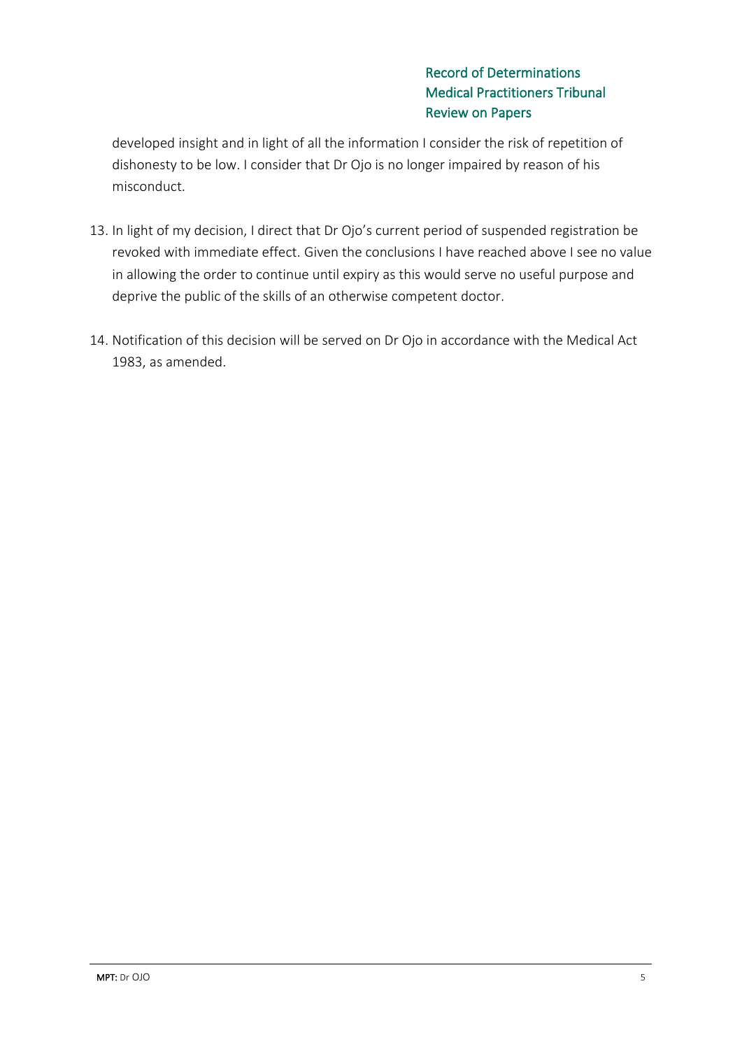developed insight and in light of all the information I consider the risk of repetition of dishonesty to be low. I consider that Dr Ojo is no longer impaired by reason of his misconduct.

13. In light of my decision, I direct that Dr Ojo's current period of suspended registration be revoked with immediate effect. Given the conclusions I have reached above I see no value in allowing the order to continue until expiry as this would serve no useful purpose and deprive the public of the skills of an otherwise competent doctor.

14. Notification of this decision will be served on Dr Ojo in accordance with the Medical Act 1983, as amended.